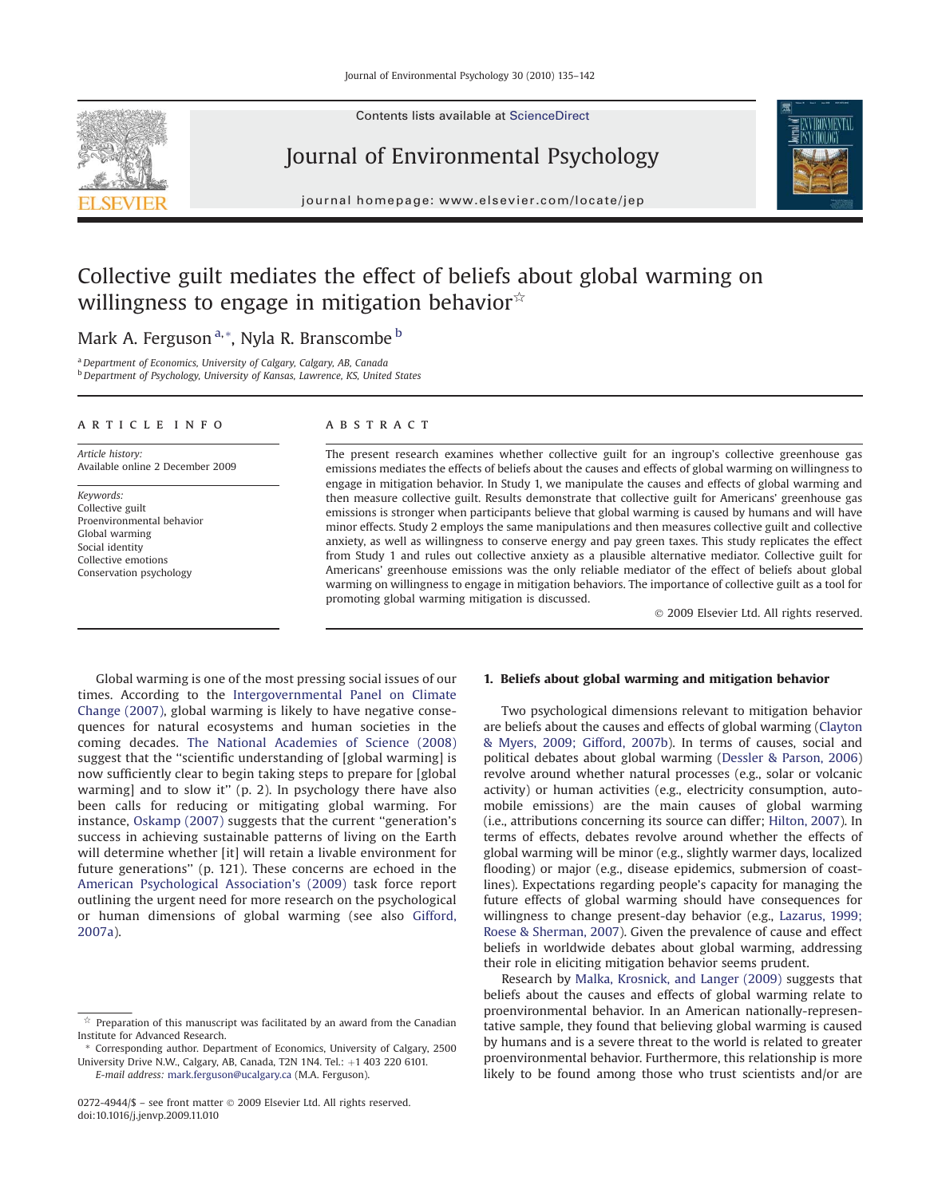# Collective guilt mediates the effect of beliefs about global warming on willingness to engage in mitigation behavior☆

Mark A. Ferguson [a,*], Nyla R. Branscombe [b]

[a] Department of Economics, University of Calgary, Calgary, AB, Canada
[b] Department of Psychology, University of Kansas, Lawrence, KS, United States

## ARTICLE INFO

*Article history:*
Available online 2 December 2009

*Keywords:*
Collective guilt
Proenvironmental behavior
Global warming
Social identity
Collective emotions
Conservation psychology

## ABSTRACT

The present research examines whether collective guilt for an ingroup's collective greenhouse gas emissions mediates the effects of beliefs about the causes and effects of global warming on willingness to engage in mitigation behavior. In Study 1, we manipulate the causes and effects of global warming and then measure collective guilt. Results demonstrate that collective guilt for Americans' greenhouse gas emissions is stronger when participants believe that global warming is caused by humans and will have minor effects. Study 2 employs the same manipulations and then measures collective guilt and collective anxiety, as well as willingness to conserve energy and pay green taxes. This study replicates the effect from Study 1 and rules out collective anxiety as a plausible alternative mediator. Collective guilt for Americans' greenhouse emissions was the only reliable mediator of the effect of beliefs about global warming on willingness to engage in mitigation behaviors. The importance of collective guilt as a tool for promoting global warming mitigation is discussed.

© 2009 Elsevier Ltd. All rights reserved.

Global warming is one of the most pressing social issues of our times. According to the Intergovernmental Panel on Climate Change (2007), global warming is likely to have negative consequences for natural ecosystems and human societies in the coming decades. The National Academies of Science (2008) suggest that the "scientific understanding of [global warming] is now sufficiently clear to begin taking steps to prepare for [global warming] and to slow it" (p. 2). In psychology there have also been calls for reducing or mitigating global warming. For instance, Oskamp (2007) suggests that the current "generation's success in achieving sustainable patterns of living on the Earth will determine whether [it] will retain a livable environment for future generations" (p. 121). These concerns are echoed in the American Psychological Association's (2009) task force report outlining the urgent need for more research on the psychological or human dimensions of global warming (see also Gifford, 2007a).

## 1. Beliefs about global warming and mitigation behavior

Two psychological dimensions relevant to mitigation behavior are beliefs about the causes and effects of global warming (Clayton & Myers, 2009; Gifford, 2007b). In terms of causes, social and political debates about global warming (Dessler & Parson, 2006) revolve around whether natural processes (e.g., solar or volcanic activity) or human activities (e.g., electricity consumption, automobile emissions) are the main causes of global warming (i.e., attributions concerning its source can differ; Hilton, 2007). In terms of effects, debates revolve around whether the effects of global warming will be minor (e.g., slightly warmer days, localized flooding) or major (e.g., disease epidemics, submersion of coastlines). Expectations regarding people's capacity for managing the future effects of global warming should have consequences for willingness to change present-day behavior (e.g., Lazarus, 1999; Roese & Sherman, 2007). Given the prevalence of cause and effect beliefs in worldwide debates about global warming, addressing their role in eliciting mitigation behavior seems prudent.

Research by Malka, Krosnick, and Langer (2009) suggests that beliefs about the causes and effects of global warming relate to proenvironmental behavior. In an American nationally-representative sample, they found that believing global warming is caused by humans and is a severe threat to the world is related to greater proenvironmental behavior. Furthermore, this relationship is more likely to be found among those who trust scientists and/or are

---

☆ Preparation of this manuscript was facilitated by an award from the Canadian Institute for Advanced Research.

\* Corresponding author. Department of Economics, University of Calgary, 2500 University Drive N.W., Calgary, AB, Canada, T2N 1N4. Tel.: +1 403 220 6101.
*E-mail address:* mark.ferguson@ucalgary.ca (M.A. Ferguson).

0272-4944/$ – see front matter © 2009 Elsevier Ltd. All rights reserved.
doi:10.1016/j.jenvp.2009.11.010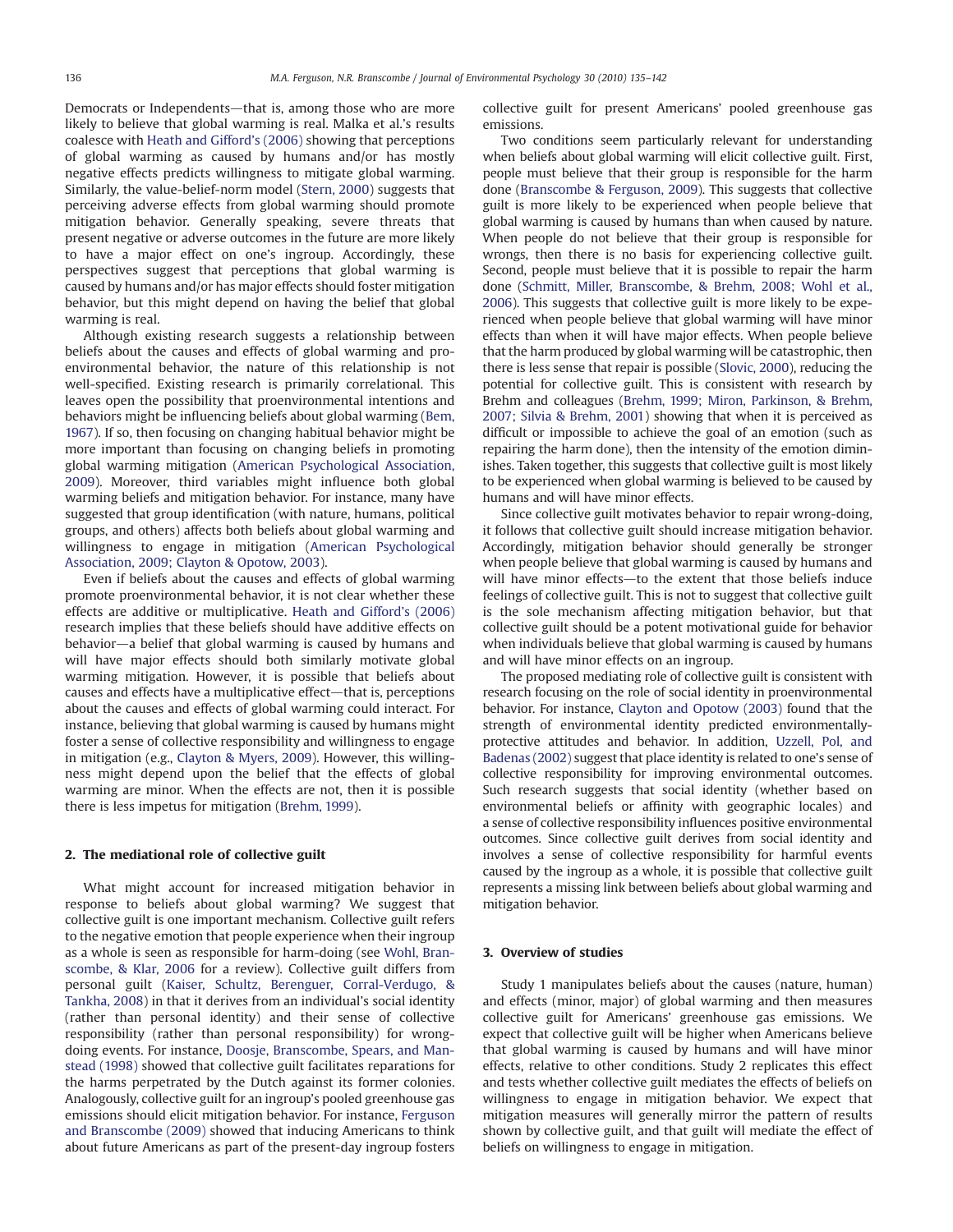Democrats or Independents—that is, among those who are more likely to believe that global warming is real. Malka et al.'s results coalesce with Heath and Gifford's (2006) showing that perceptions of global warming as caused by humans and/or has mostly negative effects predicts willingness to mitigate global warming. Similarly, the value-belief-norm model (Stern, 2000) suggests that perceiving adverse effects from global warming should promote mitigation behavior. Generally speaking, severe threats that present negative or adverse outcomes in the future are more likely to have a major effect on one's ingroup. Accordingly, these perspectives suggest that perceptions that global warming is caused by humans and/or has major effects should foster mitigation behavior, but this might depend on having the belief that global warming is real.

Although existing research suggests a relationship between beliefs about the causes and effects of global warming and proenvironmental behavior, the nature of this relationship is not well-specified. Existing research is primarily correlational. This leaves open the possibility that proenvironmental intentions and behaviors might be influencing beliefs about global warming (Bem, 1967). If so, then focusing on changing habitual behavior might be more important than focusing on changing beliefs in promoting global warming mitigation (American Psychological Association, 2009). Moreover, third variables might influence both global warming beliefs and mitigation behavior. For instance, many have suggested that group identification (with nature, humans, political groups, and others) affects both beliefs about global warming and willingness to engage in mitigation (American Psychological Association, 2009; Clayton & Opotow, 2003).

Even if beliefs about the causes and effects of global warming promote proenvironmental behavior, it is not clear whether these effects are additive or multiplicative. Heath and Gifford's (2006) research implies that these beliefs should have additive effects on behavior—a belief that global warming is caused by humans and will have major effects should both similarly motivate global warming mitigation. However, it is possible that beliefs about causes and effects have a multiplicative effect—that is, perceptions about the causes and effects of global warming could interact. For instance, believing that global warming is caused by humans might foster a sense of collective responsibility and willingness to engage in mitigation (e.g., Clayton & Myers, 2009). However, this willingness might depend upon the belief that the effects of global warming are minor. When the effects are not, then it is possible there is less impetus for mitigation (Brehm, 1999).

## 2. The mediational role of collective guilt

What might account for increased mitigation behavior in response to beliefs about global warming? We suggest that collective guilt is one important mechanism. Collective guilt refers to the negative emotion that people experience when their ingroup as a whole is seen as responsible for harm-doing (see Wohl, Branscombe, & Klar, 2006 for a review). Collective guilt differs from personal guilt (Kaiser, Schultz, Berenguer, Corral-Verdugo, & Tankha, 2008) in that it derives from an individual's social identity (rather than personal identity) and their sense of collective responsibility (rather than personal responsibility) for wrongdoing events. For instance, Doosje, Branscombe, Spears, and Manstead (1998) showed that collective guilt facilitates reparations for the harms perpetrated by the Dutch against its former colonies. Analogously, collective guilt for an ingroup's pooled greenhouse gas emissions should elicit mitigation behavior. For instance, Ferguson and Branscombe (2009) showed that inducing Americans to think about future Americans as part of the present-day ingroup fosters collective guilt for present Americans' pooled greenhouse gas emissions.

Two conditions seem particularly relevant for understanding when beliefs about global warming will elicit collective guilt. First, people must believe that their group is responsible for the harm done (Branscombe & Ferguson, 2009). This suggests that collective guilt is more likely to be experienced when people believe that global warming is caused by humans than when caused by nature. When people do not believe that their group is responsible for wrongs, then there is no basis for experiencing collective guilt. Second, people must believe that it is possible to repair the harm done (Schmitt, Miller, Branscombe, & Brehm, 2008; Wohl et al., 2006). This suggests that collective guilt is more likely to be experienced when people believe that global warming will have minor effects than when it will have major effects. When people believe that the harm produced by global warming will be catastrophic, then there is less sense that repair is possible (Slovic, 2000), reducing the potential for collective guilt. This is consistent with research by Brehm and colleagues (Brehm, 1999; Miron, Parkinson, & Brehm, 2007; Silvia & Brehm, 2001) showing that when it is perceived as difficult or impossible to achieve the goal of an emotion (such as repairing the harm done), then the intensity of the emotion diminishes. Taken together, this suggests that collective guilt is most likely to be experienced when global warming is believed to be caused by humans and will have minor effects.

Since collective guilt motivates behavior to repair wrong-doing, it follows that collective guilt should increase mitigation behavior. Accordingly, mitigation behavior should generally be stronger when people believe that global warming is caused by humans and will have minor effects—to the extent that those beliefs induce feelings of collective guilt. This is not to suggest that collective guilt is the sole mechanism affecting mitigation behavior, but that collective guilt should be a potent motivational guide for behavior when individuals believe that global warming is caused by humans and will have minor effects on an ingroup.

The proposed mediating role of collective guilt is consistent with research focusing on the role of social identity in proenvironmental behavior. For instance, Clayton and Opotow (2003) found that the strength of environmental identity predicted environmentally-protective attitudes and behavior. In addition, Uzzell, Pol, and Badenas (2002) suggest that place identity is related to one's sense of collective responsibility for improving environmental outcomes. Such research suggests that social identity (whether based on environmental beliefs or affinity with geographic locales) and a sense of collective responsibility influences positive environmental outcomes. Since collective guilt derives from social identity and involves a sense of collective responsibility for harmful events caused by the ingroup as a whole, it is possible that collective guilt represents a missing link between beliefs about global warming and mitigation behavior.

## 3. Overview of studies

Study 1 manipulates beliefs about the causes (nature, human) and effects (minor, major) of global warming and then measures collective guilt for Americans' greenhouse gas emissions. We expect that collective guilt will be higher when Americans believe that global warming is caused by humans and will have minor effects, relative to other conditions. Study 2 replicates this effect and tests whether collective guilt mediates the effects of beliefs on willingness to engage in mitigation behavior. We expect that mitigation measures will generally mirror the pattern of results shown by collective guilt, and that guilt will mediate the effect of beliefs on willingness to engage in mitigation.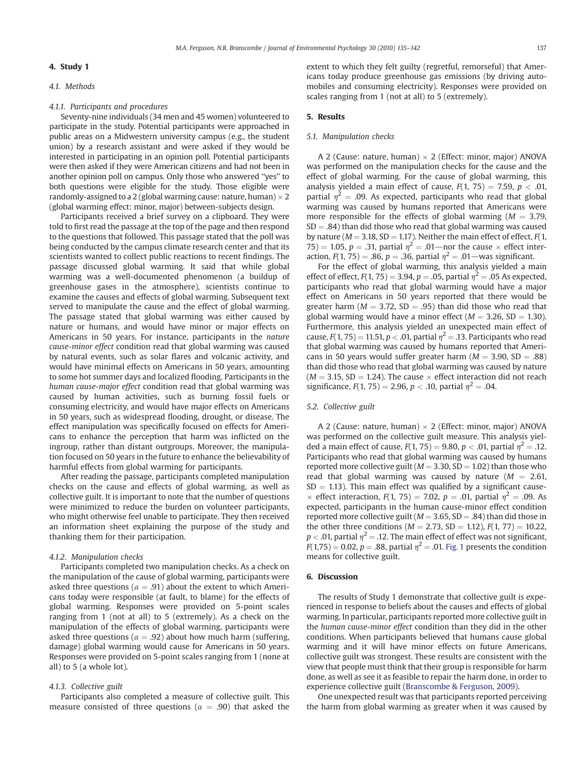## 4. Study 1

### 4.1. Methods

#### 4.1.1. Participants and procedures

Seventy-nine individuals (34 men and 45 women) volunteered to participate in the study. Potential participants were approached in public areas on a Midwestern university campus (e.g., the student union) by a research assistant and were asked if they would be interested in participating in an opinion poll. Potential participants were then asked if they were American citizens and had not been in another opinion poll on campus. Only those who answered "yes" to both questions were eligible for the study. Those eligible were randomly-assigned to a 2 (global warming cause: nature, human) $\times$ 2 (global warming effect: minor, major) between-subjects design.

Participants received a brief survey on a clipboard. They were told to first read the passage at the top of the page and then respond to the questions that followed. This passage stated that the poll was being conducted by the campus climate research center and that its scientists wanted to collect public reactions to recent findings. The passage discussed global warming. It said that while global warming was a well-documented phenomenon (a buildup of greenhouse gases in the atmosphere), scientists continue to examine the causes and effects of global warming. Subsequent text served to manipulate the cause and the effect of global warming. The passage stated that global warming was either caused by nature or humans, and would have minor or major effects on Americans in 50 years. For instance, participants in the *nature cause-minor effect* condition read that global warming was caused by natural events, such as solar flares and volcanic activity, and would have minimal effects on Americans in 50 years, amounting to some hot summer days and localized flooding. Participants in the *human cause-major effect* condition read that global warming was caused by human activities, such as burning fossil fuels or consuming electricity, and would have major effects on Americans in 50 years, such as widespread flooding, drought, or disease. The effect manipulation was specifically focused on effects for Americans to enhance the perception that harm was inflicted on the ingroup, rather than distant outgroups. Moreover, the manipulation focused on 50 years in the future to enhance the believability of harmful effects from global warming for participants.

After reading the passage, participants completed manipulation checks on the cause and effects of global warming, as well as collective guilt. It is important to note that the number of questions were minimized to reduce the burden on volunteer participants, who might otherwise feel unable to participate. They then received an information sheet explaining the purpose of the study and thanking them for their participation.

#### 4.1.2. Manipulation checks

Participants completed two manipulation checks. As a check on the manipulation of the cause of global warming, participants were asked three questions ($\alpha = .91$) about the extent to which Americans today were responsible (at fault, to blame) for the effects of global warming. Responses were provided on 5-point scales ranging from 1 (not at all) to 5 (extremely). As a check on the manipulation of the effects of global warming, participants were asked three questions ($\alpha = .92$) about how much harm (suffering, damage) global warming would cause for Americans in 50 years. Responses were provided on 5-point scales ranging from 1 (none at all) to 5 (a whole lot).

#### 4.1.3. Collective guilt

Participants also completed a measure of collective guilt. This measure consisted of three questions ($\alpha = .90$) that asked the extent to which they felt guilty (regretful, remorseful) that Americans today produce greenhouse gas emissions (by driving automobiles and consuming electricity). Responses were provided on scales ranging from 1 (not at all) to 5 (extremely).

## 5. Results

### 5.1. Manipulation checks

A 2 (Cause: nature, human) $\times$ 2 (Effect: minor, major) ANOVA was performed on the manipulation checks for the cause and the effect of global warming. For the cause of global warming, this analysis yielded a main effect of cause, $F(1, 75) = 7.59$, $p < .01$, partial $\eta^2 = .09$. As expected, participants who read that global warming was caused by humans reported that Americans were more responsible for the effects of global warming ($M = 3.79$, $SD = .84$) than did those who read that global warming was caused by nature ($M = 3.18$, $SD = 1.17$). Neither the main effect of effect, $F(1, 75) = 1.05$, $p = .31$, partial $\eta^2 = .01$—nor the cause $\times$ effect interaction, $F(1, 75) = .86$, $p = .36$, partial $\eta^2 = .01$—was significant.

For the effect of global warming, this analysis yielded a main effect of effect, $F(1, 75) = 3.94$, $p = .05$, partial $\eta^2 = .05$ As expected, participants who read that global warming would have a major effect on Americans in 50 years reported that there would be greater harm ($M = 3.72$, $SD = .95$) than did those who read that global warming would have a minor effect ($M = 3.26$, $SD = 1.30$). Furthermore, this analysis yielded an unexpected main effect of cause, $F(1, 75) = 11.51$, $p < .01$, partial $\eta^2 = .13$. Participants who read that global warming was caused by humans reported that Americans in 50 years would suffer greater harm ($M = 3.90$, $SD = .88$) than did those who read that global warming was caused by nature ($M = 3.15$, $SD = 1.24$). The cause $\times$ effect interaction did not reach significance, $F(1, 75) = 2.96$, $p < .10$, partial $\eta^2 = .04$.

### 5.2. Collective guilt

A 2 (Cause: nature, human) $\times$ 2 (Effect: minor, major) ANOVA was performed on the collective guilt measure. This analysis yielded a main effect of cause, $F(1, 75) = 9.80$, $p < .01$, partial $\eta^2 = .12$. Participants who read that global warming was caused by humans reported more collective guilt ($M = 3.30$, $SD = 1.02$) than those who read that global warming was caused by nature ($M = 2.61$, $SD = 1.13$). This main effect was qualified by a significant cause-$\times$ effect interaction, $F(1, 75) = 7.02$, $p = .01$, partial $\eta^2 = .09$. As expected, participants in the human cause-minor effect condition reported more collective guilt ($M = 3.65$, $SD = .84$) than did those in the other three conditions ($M = 2.73$, $SD = 1.12$), $F(1, 77) = 10.22$, $p < .01$, partial $\eta^2 = .12$. The main effect of effect was not significant, $F(1,75) = 0.02$, $p = .88$, partial $\eta^2 = .01$. Fig. 1 presents the condition means for collective guilt.

## 6. Discussion

The results of Study 1 demonstrate that collective guilt is experienced in response to beliefs about the causes and effects of global warming. In particular, participants reported more collective guilt in the *human cause-minor effect* condition than they did in the other conditions. When participants believed that humans cause global warming and it will have minor effects on future Americans, collective guilt was strongest. These results are consistent with the view that people must think that their group is responsible for harm done, as well as see it as feasible to repair the harm done, in order to experience collective guilt (Branscombe & Ferguson, 2009).

One unexpected result was that participants reported perceiving the harm from global warming as greater when it was caused by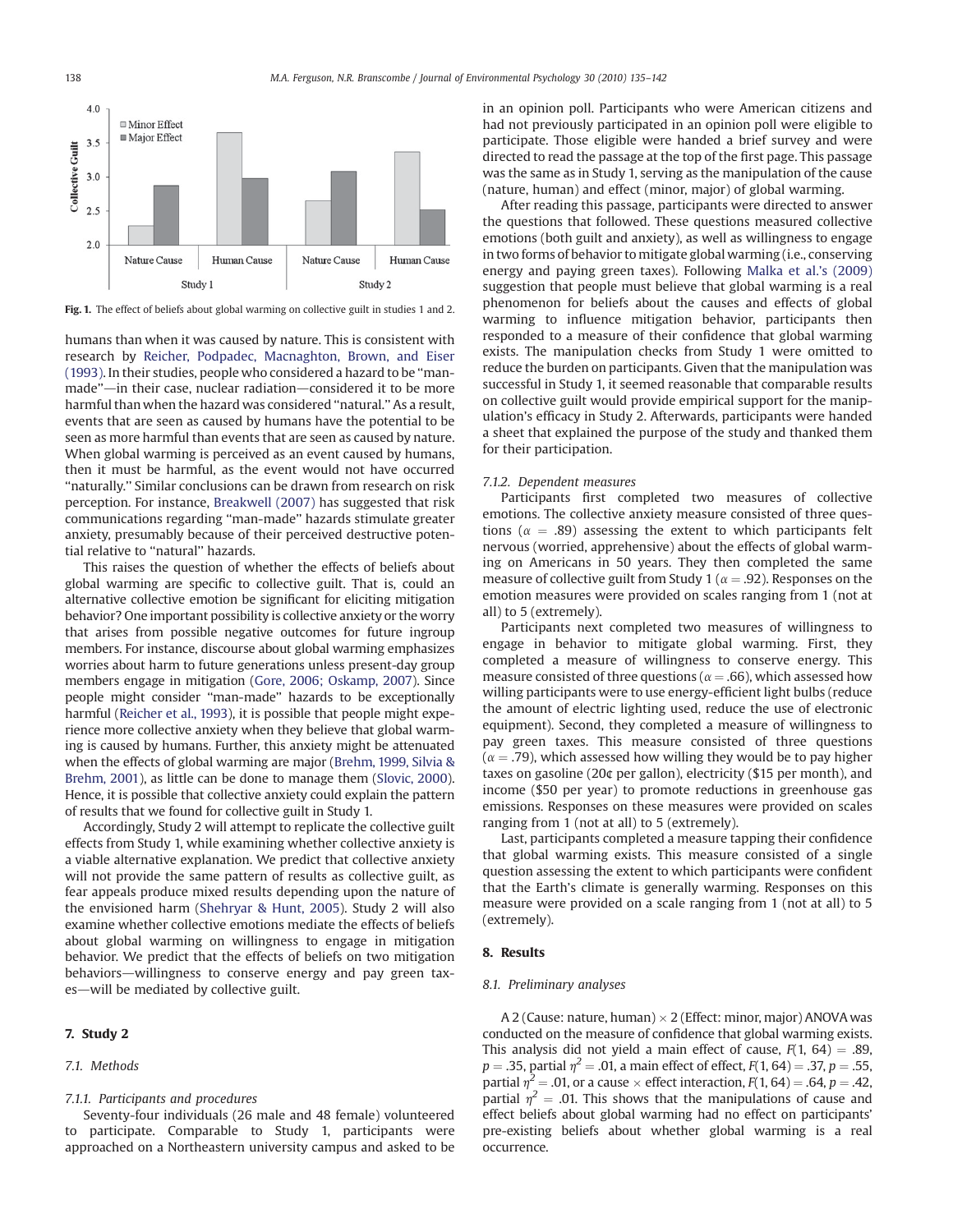Fig. 1. The effect of beliefs about global warming on collective guilt in studies 1 and 2.

humans than when it was caused by nature. This is consistent with research by Reicher, Podpadec, Macnaghton, Brown, and Eiser (1993). In their studies, people who considered a hazard to be "man-made"—in their case, nuclear radiation—considered it to be more harmful than when the hazard was considered "natural." As a result, events that are seen as caused by humans have the potential to be seen as more harmful than events that are seen as caused by nature. When global warming is perceived as an event caused by humans, then it must be harmful, as the event would not have occurred "naturally." Similar conclusions can be drawn from research on risk perception. For instance, Breakwell (2007) has suggested that risk communications regarding "man-made" hazards stimulate greater anxiety, presumably because of their perceived destructive potential relative to "natural" hazards.

This raises the question of whether the effects of beliefs about global warming are specific to collective guilt. That is, could an alternative collective emotion be significant for eliciting mitigation behavior? One important possibility is collective anxiety or the worry that arises from possible negative outcomes for future ingroup members. For instance, discourse about global warming emphasizes worries about harm to future generations unless present-day group members engage in mitigation (Gore, 2006; Oskamp, 2007). Since people might consider "man-made" hazards to be exceptionally harmful (Reicher et al., 1993), it is possible that people might experience more collective anxiety when they believe that global warming is caused by humans. Further, this anxiety might be attenuated when the effects of global warming are major (Brehm, 1999, Silvia & Brehm, 2001), as little can be done to manage them (Slovic, 2000). Hence, it is possible that collective anxiety could explain the pattern of results that we found for collective guilt in Study 1.

Accordingly, Study 2 will attempt to replicate the collective guilt effects from Study 1, while examining whether collective anxiety is a viable alternative explanation. We predict that collective anxiety will not provide the same pattern of results as collective guilt, as fear appeals produce mixed results depending upon the nature of the envisioned harm (Shehryar & Hunt, 2005). Study 2 will also examine whether collective emotions mediate the effects of beliefs about global warming on willingness to engage in mitigation behavior. We predict that the effects of beliefs on two mitigation behaviors—willingness to conserve energy and pay green taxes—will be mediated by collective guilt.

## 7. Study 2

### 7.1. Methods

#### 7.1.1. Participants and procedures

Seventy-four individuals (26 male and 48 female) volunteered to participate. Comparable to Study 1, participants were approached on a Northeastern university campus and asked to be in an opinion poll. Participants who were American citizens and had not previously participated in an opinion poll were eligible to participate. Those eligible were handed a brief survey and were directed to read the passage at the top of the first page. This passage was the same as in Study 1, serving as the manipulation of the cause (nature, human) and effect (minor, major) of global warming.

After reading this passage, participants were directed to answer the questions that followed. These questions measured collective emotions (both guilt and anxiety), as well as willingness to engage in two forms of behavior to mitigate global warming (i.e., conserving energy and paying green taxes). Following Malka et al.'s (2009) suggestion that people must believe that global warming is a real phenomenon for beliefs about the causes and effects of global warming to influence mitigation behavior, participants then responded to a measure of their confidence that global warming exists. The manipulation checks from Study 1 were omitted to reduce the burden on participants. Given that the manipulation was successful in Study 1, it seemed reasonable that comparable results on collective guilt would provide empirical support for the manipulation's efficacy in Study 2. Afterwards, participants were handed a sheet that explained the purpose of the study and thanked them for their participation.

#### 7.1.2. Dependent measures

Participants first completed two measures of collective emotions. The collective anxiety measure consisted of three questions ($\alpha = .89$) assessing the extent to which participants felt nervous (worried, apprehensive) about the effects of global warming on Americans in 50 years. They then completed the same measure of collective guilt from Study 1 ($\alpha = .92$). Responses on the emotion measures were provided on scales ranging from 1 (not at all) to 5 (extremely).

Participants next completed two measures of willingness to engage in behavior to mitigate global warming. First, they completed a measure of willingness to conserve energy. This measure consisted of three questions ($\alpha = .66$), which assessed how willing participants were to use energy-efficient light bulbs (reduce the amount of electric lighting used, reduce the use of electronic equipment). Second, they completed a measure of willingness to pay green taxes. This measure consisted of three questions ($\alpha = .79$), which assessed how willing they would be to pay higher taxes on gasoline (20¢ per gallon), electricity ($15 per month), and income ($50 per year) to promote reductions in greenhouse gas emissions. Responses on these measures were provided on scales ranging from 1 (not at all) to 5 (extremely).

Last, participants completed a measure tapping their confidence that global warming exists. This measure consisted of a single question assessing the extent to which participants were confident that the Earth's climate is generally warming. Responses on this measure were provided on a scale ranging from 1 (not at all) to 5 (extremely).

## 8. Results

### 8.1. Preliminary analyses

A 2 (Cause: nature, human) × 2 (Effect: minor, major) ANOVA was conducted on the measure of confidence that global warming exists. This analysis did not yield a main effect of cause, $F(1, 64) = .89$, $p = .35$, partial $\eta^2 = .01$, a main effect of effect, $F(1, 64) = .37$, $p = .55$, partial $\eta^2 = .01$, or a cause × effect interaction, $F(1, 64) = .64$, $p = .42$, partial $\eta^2 = .01$. This shows that the manipulations of cause and effect beliefs about global warming had no effect on participants' pre-existing beliefs about whether global warming is a real occurrence.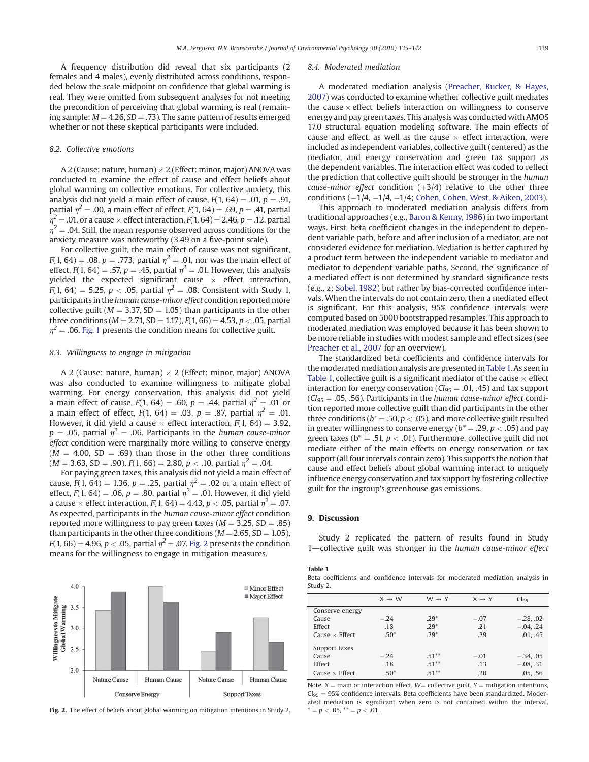A frequency distribution did reveal that six participants (2 females and 4 males), evenly distributed across conditions, responded below the scale midpoint on confidence that global warming is real. They were omitted from subsequent analyses for not meeting the precondition of perceiving that global warming is real (remaining sample: $M = 4.26$, $SD = .73$). The same pattern of results emerged whether or not these skeptical participants were included.

### 8.2. Collective emotions

A 2 (Cause: nature, human) × 2 (Effect: minor, major) ANOVA was conducted to examine the effect of cause and effect beliefs about global warming on collective emotions. For collective anxiety, this analysis did not yield a main effect of cause, $F(1, 64) = .01$, $p = .91$, partial $\eta^2 = .00$, a main effect of effect, $F(1, 64) = .69$, $p = .41$, partial $\eta^2 = .01$, or a cause × effect interaction, $F(1, 64) = 2.46$, $p = .12$, partial $\eta^2 = .04$. Still, the mean response observed across conditions for the anxiety measure was noteworthy (3.49 on a five-point scale).

For collective guilt, the main effect of cause was not significant, $F(1, 64) = .08$, $p = .773$, partial $\eta^2 = .01$, nor was the main effect of effect, $F(1, 64) = .57$, $p = .45$, partial $\eta^2 = .01$. However, this analysis yielded the expected significant cause × effect interaction, $F(1, 64) = 5.25$, $p < .05$, partial $\eta^2 = .08$. Consistent with Study 1, participants in the *human cause-minor effect* condition reported more collective guilt ($M = 3.37$, SD = 1.05) than participants in the other three conditions ($M = 2.71$, SD = 1.17), $F(1, 66) = 4.53$, $p < .05$, partial $\eta^2 = .06$. Fig. 1 presents the condition means for collective guilt.

### 8.3. Willingness to engage in mitigation

A 2 (Cause: nature, human) × 2 (Effect: minor, major) ANOVA was also conducted to examine willingness to mitigate global warming. For energy conservation, this analysis did not yield a main effect of cause, $F(1, 64) = .60$, $p = .44$, partial $\eta^2 = .01$ or a main effect of effect, $F(1, 64) = .03$, $p = .87$, partial $\eta^2 = .01$. However, it did yield a cause × effect interaction, $F(1, 64) = 3.92$, $p = .05$, partial $\eta^2 = .06$. Participants in the *human cause-minor effect* condition were marginally more willing to conserve energy ($M = 4.00$, SD = .69) than those in the other three conditions ($M = 3.63$, SD = .90), $F(1, 66) = 2.80$, $p < .10$, partial $\eta^2 = .04$.

For paying green taxes, this analysis did not yield a main effect of cause, $F(1, 64) = 1.36$, $p = .25$, partial $\eta^2 = .02$ or a main effect of effect, $F(1, 64) = .06$, $p = .80$, partial $\eta^2 = .01$. However, it did yield a cause × effect interaction, $F(1, 64) = 4.43$, $p < .05$, partial $\eta^2 = .07$. As expected, participants in the *human cause-minor effect* condition reported more willingness to pay green taxes ($M = 3.25$, SD = .85) than participants in the other three conditions ($M = 2.65$, SD = 1.05), $F(1, 66) = 4.96$, $p < .05$, partial $\eta^2 = .07$. Fig. 2 presents the condition means for the willingness to engage in mitigation measures.

**Fig. 2.** The effect of beliefs about global warming on mitigation intentions in Study 2.

### 8.4. Moderated mediation

A moderated mediation analysis (Preacher, Rucker, & Hayes, 2007) was conducted to examine whether collective guilt mediates the cause × effect beliefs interaction on willingness to conserve energy and pay green taxes. This analysis was conducted with AMOS 17.0 structural equation modeling software. The main effects of cause and effect, as well as the cause × effect interaction, were included as independent variables, collective guilt (centered) as the mediator, and energy conservation and green tax support as the dependent variables. The interaction effect was coded to reflect the prediction that collective guilt should be stronger in the *human cause-minor effect* condition (+3/4) relative to the other three conditions (−1/4, −1/4, −1/4; Cohen, Cohen, West, & Aiken, 2003).

This approach to moderated mediation analysis differs from traditional approaches (e.g., Baron & Kenny, 1986) in two important ways. First, beta coefficient changes in the independent to dependent variable path, before and after inclusion of a mediator, are not considered evidence for mediation. Mediation is better captured by a product term between the independent variable to mediator and mediator to dependent variable paths. Second, the significance of a mediated effect is not determined by standard significance tests (e.g., z; Sobel, 1982) but rather by bias-corrected confidence intervals. When the intervals do not contain zero, then a mediated effect is significant. For this analysis, 95% confidence intervals were computed based on 5000 bootstrapped resamples. This approach to moderated mediation was employed because it has been shown to be more reliable in studies with modest sample and effect sizes (see Preacher et al., 2007 for an overview).

The standardized beta coefficients and confidence intervals for the moderated mediation analysis are presented in Table 1. As seen in Table 1, collective guilt is a significant mediator of the cause × effect interaction for energy conservation ($CI_{95} = .01, .45$) and tax support ($CI_{95} = .05, .56$). Participants in the *human cause-minor effect* condition reported more collective guilt than did participants in the other three conditions ($b^* = .50$, $p < .05$), and more collective guilt resulted in greater willingness to conserve energy ($b^* = .29$, $p < .05$) and pay green taxes ($b^* = .51$, $p < .01$). Furthermore, collective guilt did not mediate either of the main effects on energy conservation or tax support (all four intervals contain zero). This supports the notion that cause and effect beliefs about global warming interact to uniquely influence energy conservation and tax support by fostering collective guilt for the ingroup's greenhouse gas emissions.

## 9. Discussion

Study 2 replicated the pattern of results found in Study 1—collective guilt was stronger in the *human cause-minor effect*

**Table 1**
Beta coefficients and confidence intervals for moderated mediation analysis in Study 2.

| | X → W | W → Y | X → Y | $CI_{95}$ |
|---|---|---|---|---|
| Conserve energy | | | | |
| Cause | −.24 | .29* | −.07 | −.28, .02 |
| Effect | .18 | .29* | .21 | −.04, .24 |
| Cause × Effect | .50* | .29* | .29 | .01, .45 |
| Support taxes | | | | |
| Cause | −.24 | .51** | −.01 | −.34, .05 |
| Effect | .18 | .51** | .13 | −.08, .31 |
| Cause × Effect | .50* | .51** | .20 | .05, .56 |

Note. X = main or interaction effect, W = collective guilt, Y = mitigation intentions, $CI_{95}$ = 95% confidence intervals. Beta coefficients have been standardized. Moderated mediation is significant when zero is not contained within the interval. * = $p < .05$, ** = $p < .01$.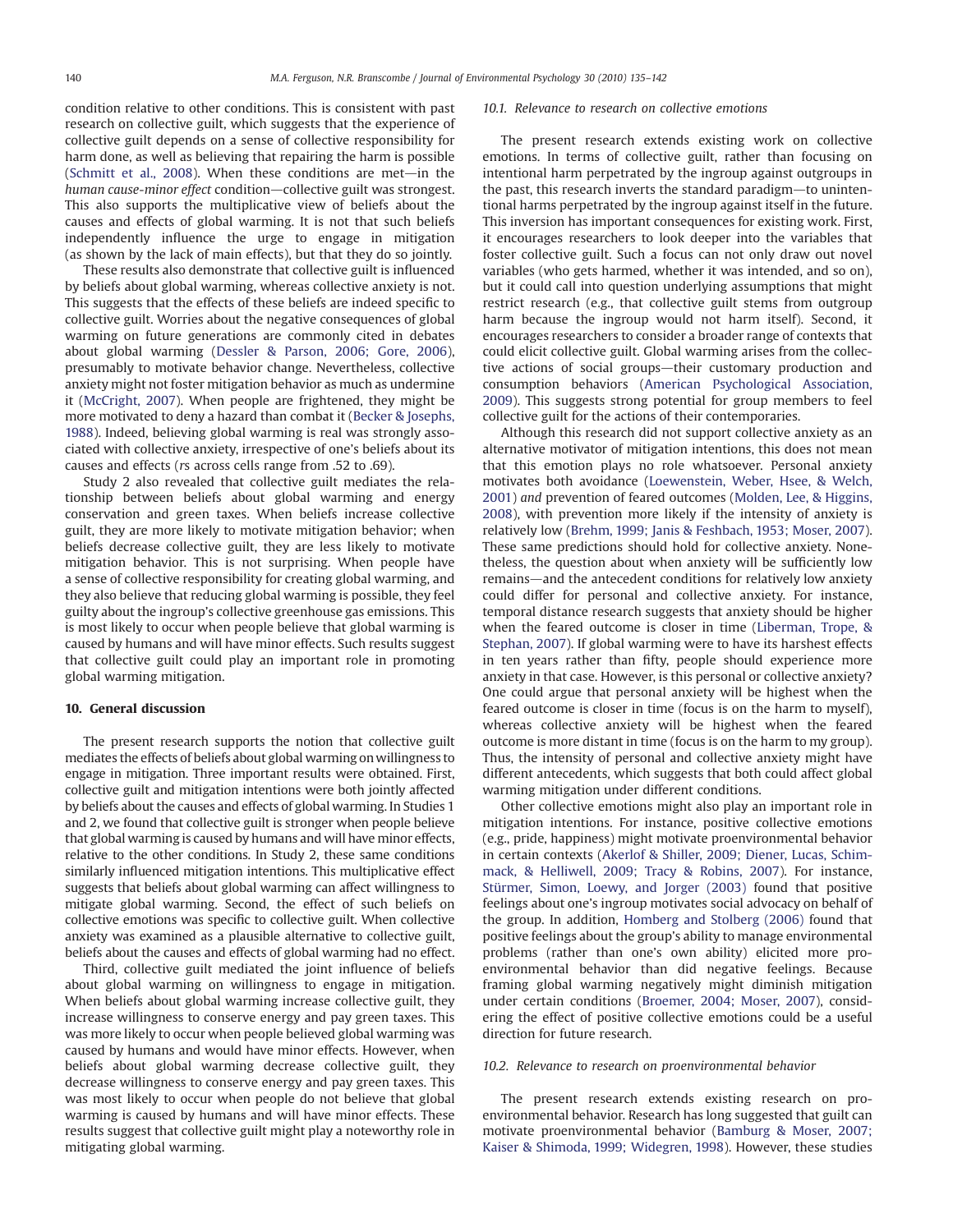condition relative to other conditions. This is consistent with past research on collective guilt, which suggests that the experience of collective guilt depends on a sense of collective responsibility for harm done, as well as believing that repairing the harm is possible (Schmitt et al., 2008). When these conditions are met—in the *human cause-minor effect* condition—collective guilt was strongest. This also supports the multiplicative view of beliefs about the causes and effects of global warming. It is not that such beliefs independently influence the urge to engage in mitigation (as shown by the lack of main effects), but that they do so jointly.

These results also demonstrate that collective guilt is influenced by beliefs about global warming, whereas collective anxiety is not. This suggests that the effects of these beliefs are indeed specific to collective guilt. Worries about the negative consequences of global warming on future generations are commonly cited in debates about global warming (Dessler & Parson, 2006; Gore, 2006), presumably to motivate behavior change. Nevertheless, collective anxiety might not foster mitigation behavior as much as undermine it (McCright, 2007). When people are frightened, they might be more motivated to deny a hazard than combat it (Becker & Josephs, 1988). Indeed, believing global warming is real was strongly associated with collective anxiety, irrespective of one's beliefs about its causes and effects (*r*s across cells range from .52 to .69).

Study 2 also revealed that collective guilt mediates the relationship between beliefs about global warming and energy conservation and green taxes. When beliefs increase collective guilt, they are more likely to motivate mitigation behavior; when beliefs decrease collective guilt, they are less likely to motivate mitigation behavior. This is not surprising. When people have a sense of collective responsibility for creating global warming, and they also believe that reducing global warming is possible, they feel guilty about the ingroup's collective greenhouse gas emissions. This is most likely to occur when people believe that global warming is caused by humans and will have minor effects. Such results suggest that collective guilt could play an important role in promoting global warming mitigation.

## 10. General discussion

The present research supports the notion that collective guilt mediates the effects of beliefs about global warming on willingness to engage in mitigation. Three important results were obtained. First, collective guilt and mitigation intentions were both jointly affected by beliefs about the causes and effects of global warming. In Studies 1 and 2, we found that collective guilt is stronger when people believe that global warming is caused by humans and will have minor effects, relative to the other conditions. In Study 2, these same conditions similarly influenced mitigation intentions. This multiplicative effect suggests that beliefs about global warming can affect willingness to mitigate global warming. Second, the effect of such beliefs on collective emotions was specific to collective guilt. When collective anxiety was examined as a plausible alternative to collective guilt, beliefs about the causes and effects of global warming had no effect.

Third, collective guilt mediated the joint influence of beliefs about global warming on willingness to engage in mitigation. When beliefs about global warming increase collective guilt, they increase willingness to conserve energy and pay green taxes. This was more likely to occur when people believed global warming was caused by humans and would have minor effects. However, when beliefs about global warming decrease collective guilt, they decrease willingness to conserve energy and pay green taxes. This was most likely to occur when people do not believe that global warming is caused by humans and will have minor effects. These results suggest that collective guilt might play a noteworthy role in mitigating global warming.

### 10.1. Relevance to research on collective emotions

The present research extends existing work on collective emotions. In terms of collective guilt, rather than focusing on intentional harm perpetrated by the ingroup against outgroups in the past, this research inverts the standard paradigm—to unintentional harms perpetrated by the ingroup against itself in the future. This inversion has important consequences for existing work. First, it encourages researchers to look deeper into the variables that foster collective guilt. Such a focus can not only draw out novel variables (who gets harmed, whether it was intended, and so on), but it could call into question underlying assumptions that might restrict research (e.g., that collective guilt stems from outgroup harm because the ingroup would not harm itself). Second, it encourages researchers to consider a broader range of contexts that could elicit collective guilt. Global warming arises from the collective actions of social groups—their customary production and consumption behaviors (American Psychological Association, 2009). This suggests strong potential for group members to feel collective guilt for the actions of their contemporaries.

Although this research did not support collective anxiety as an alternative motivator of mitigation intentions, this does not mean that this emotion plays no role whatsoever. Personal anxiety motivates both avoidance (Loewenstein, Weber, Hsee, & Welch, 2001) *and* prevention of feared outcomes (Molden, Lee, & Higgins, 2008), with prevention more likely if the intensity of anxiety is relatively low (Brehm, 1999; Janis & Feshbach, 1953; Moser, 2007). These same predictions should hold for collective anxiety. Nonetheless, the question about when anxiety will be sufficiently low remains—and the antecedent conditions for relatively low anxiety could differ for personal and collective anxiety. For instance, temporal distance research suggests that anxiety should be higher when the feared outcome is closer in time (Liberman, Trope, & Stephan, 2007). If global warming were to have its harshest effects in ten years rather than fifty, people should experience more anxiety in that case. However, is this personal or collective anxiety? One could argue that personal anxiety will be highest when the feared outcome is closer in time (focus is on the harm to myself), whereas collective anxiety will be highest when the feared outcome is more distant in time (focus is on the harm to my group). Thus, the intensity of personal and collective anxiety might have different antecedents, which suggests that both could affect global warming mitigation under different conditions.

Other collective emotions might also play an important role in mitigation intentions. For instance, positive collective emotions (e.g., pride, happiness) might motivate proenvironmental behavior in certain contexts (Akerlof & Shiller, 2009; Diener, Lucas, Schimmack, & Helliwell, 2009; Tracy & Robins, 2007). For instance, Stürmer, Simon, Loewy, and Jorger (2003) found that positive feelings about one's ingroup motivates social advocacy on behalf of the group. In addition, Homberg and Stolberg (2006) found that positive feelings about the group's ability to manage environmental problems (rather than one's own ability) elicited more proenvironmental behavior than did negative feelings. Because framing global warming negatively might diminish mitigation under certain conditions (Broemer, 2004; Moser, 2007), considering the effect of positive collective emotions could be a useful direction for future research.

### 10.2. Relevance to research on proenvironmental behavior

The present research extends existing research on proenvironmental behavior. Research has long suggested that guilt can motivate proenvironmental behavior (Bamburg & Moser, 2007; Kaiser & Shimoda, 1999; Widegren, 1998). However, these studies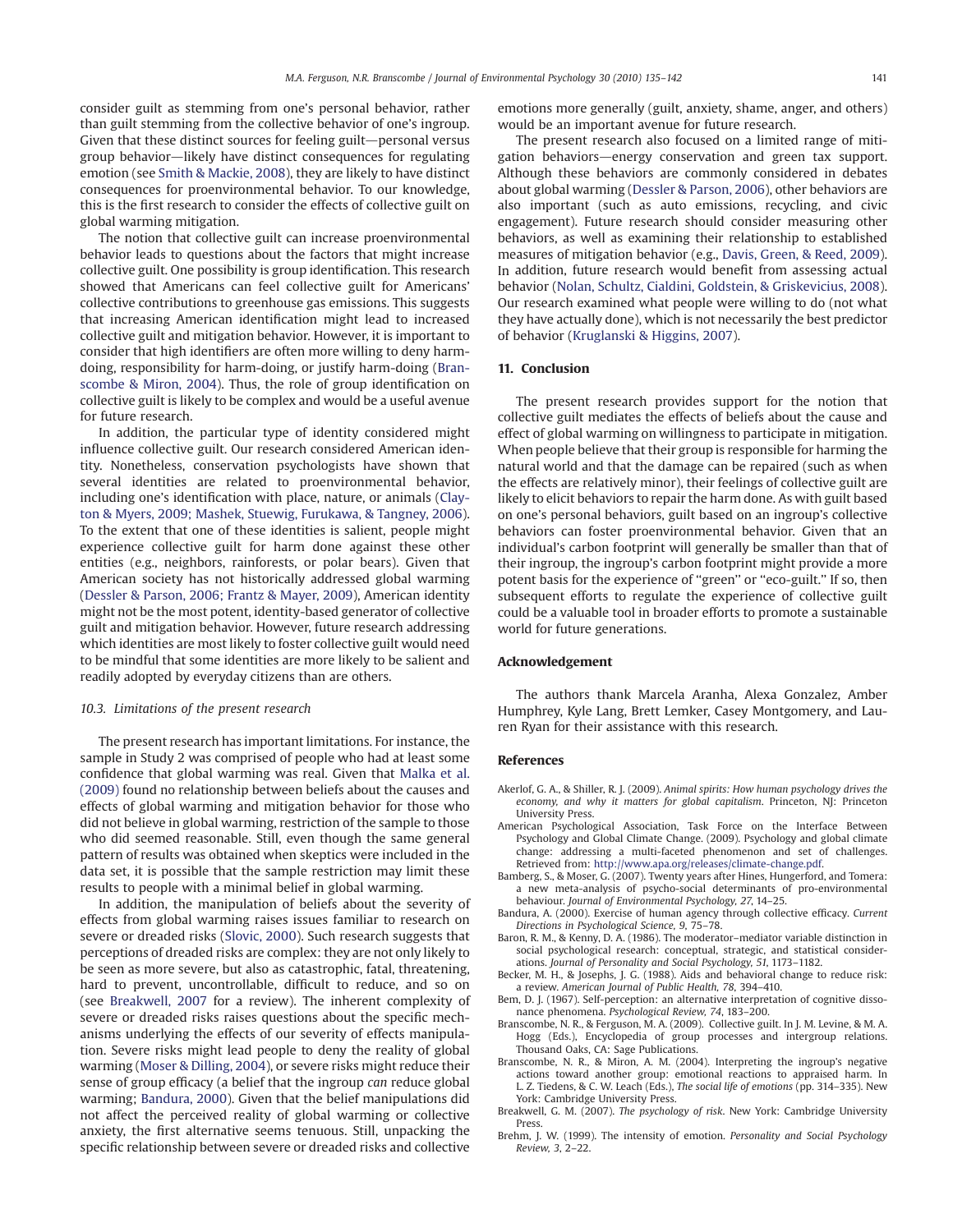consider guilt as stemming from one's personal behavior, rather than guilt stemming from the collective behavior of one's ingroup. Given that these distinct sources for feeling guilt—personal versus group behavior—likely have distinct consequences for regulating emotion (see Smith & Mackie, 2008), they are likely to have distinct consequences for proenvironmental behavior. To our knowledge, this is the first research to consider the effects of collective guilt on global warming mitigation.

The notion that collective guilt can increase proenvironmental behavior leads to questions about the factors that might increase collective guilt. One possibility is group identification. This research showed that Americans can feel collective guilt for Americans' collective contributions to greenhouse gas emissions. This suggests that increasing American identification might lead to increased collective guilt and mitigation behavior. However, it is important to consider that high identifiers are often more willing to deny harm-doing, responsibility for harm-doing, or justify harm-doing (Branscombe & Miron, 2004). Thus, the role of group identification on collective guilt is likely to be complex and would be a useful avenue for future research.

In addition, the particular type of identity considered might influence collective guilt. Our research considered American identity. Nonetheless, conservation psychologists have shown that several identities are related to proenvironmental behavior, including one's identification with place, nature, or animals (Clayton & Myers, 2009; Mashek, Stuewig, Furukawa, & Tangney, 2006). To the extent that one of these identities is salient, people might experience collective guilt for harm done against these other entities (e.g., neighbors, rainforests, or polar bears). Given that American society has not historically addressed global warming (Dessler & Parson, 2006; Frantz & Mayer, 2009), American identity might not be the most potent, identity-based generator of collective guilt and mitigation behavior. However, future research addressing which identities are most likely to foster collective guilt would need to be mindful that some identities are more likely to be salient and readily adopted by everyday citizens than are others.

### 10.3. Limitations of the present research

The present research has important limitations. For instance, the sample in Study 2 was comprised of people who had at least some confidence that global warming was real. Given that Malka et al. (2009) found no relationship between beliefs about the causes and effects of global warming and mitigation behavior for those who did not believe in global warming, restriction of the sample to those who did seemed reasonable. Still, even though the same general pattern of results was obtained when skeptics were included in the data set, it is possible that the sample restriction may limit these results to people with a minimal belief in global warming.

In addition, the manipulation of beliefs about the severity of effects from global warming raises issues familiar to research on severe or dreaded risks (Slovic, 2000). Such research suggests that perceptions of dreaded risks are complex: they are not only likely to be seen as more severe, but also as catastrophic, fatal, threatening, hard to prevent, uncontrollable, difficult to reduce, and so on (see Breakwell, 2007 for a review). The inherent complexity of severe or dreaded risks raises questions about the specific mechanisms underlying the effects of our severity of effects manipulation. Severe risks might lead people to deny the reality of global warming (Moser & Dilling, 2004), or severe risks might reduce their sense of group efficacy (a belief that the ingroup *can* reduce global warming; Bandura, 2000). Given that the belief manipulations did not affect the perceived reality of global warming or collective anxiety, the first alternative seems tenuous. Still, unpacking the specific relationship between severe or dreaded risks and collective emotions more generally (guilt, anxiety, shame, anger, and others) would be an important avenue for future research.

The present research also focused on a limited range of mitigation behaviors—energy conservation and green tax support. Although these behaviors are commonly considered in debates about global warming (Dessler & Parson, 2006), other behaviors are also important (such as auto emissions, recycling, and civic engagement). Future research should consider measuring other behaviors, as well as examining their relationship to established measures of mitigation behavior (e.g., Davis, Green, & Reed, 2009). In addition, future research would benefit from assessing actual behavior (Nolan, Schultz, Cialdini, Goldstein, & Griskevicius, 2008). Our research examined what people were willing to do (not what they have actually done), which is not necessarily the best predictor of behavior (Kruglanski & Higgins, 2007).

## 11. Conclusion

The present research provides support for the notion that collective guilt mediates the effects of beliefs about the cause and effect of global warming on willingness to participate in mitigation. When people believe that their group is responsible for harming the natural world and that the damage can be repaired (such as when the effects are relatively minor), their feelings of collective guilt are likely to elicit behaviors to repair the harm done. As with guilt based on one's personal behaviors, guilt based on an ingroup's collective behaviors can foster proenvironmental behavior. Given that an individual's carbon footprint will generally be smaller than that of their ingroup, the ingroup's carbon footprint might provide a more potent basis for the experience of "green" or "eco-guilt." If so, then subsequent efforts to regulate the experience of collective guilt could be a valuable tool in broader efforts to promote a sustainable world for future generations.

## Acknowledgement

The authors thank Marcela Aranha, Alexa Gonzalez, Amber Humphrey, Kyle Lang, Brett Lemker, Casey Montgomery, and Lauren Ryan for their assistance with this research.

## References

Akerlof, G. A., & Shiller, R. J. (2009). *Animal spirits: How human psychology drives the economy, and why it matters for global capitalism*. Princeton, NJ: Princeton University Press.

American Psychological Association, Task Force on the Interface Between Psychology and Global Climate Change. (2009). Psychology and global climate change: addressing a multi-faceted phenomenon and set of challenges. Retrieved from: http://www.apa.org/releases/climate-change.pdf.

Bamberg, S., & Moser, G. (2007). Twenty years after Hines, Hungerford, and Tomera: a new meta-analysis of psycho-social determinants of pro-environmental behaviour. *Journal of Environmental Psychology, 27*, 14–25.

Bandura, A. (2000). Exercise of human agency through collective efficacy. *Current Directions in Psychological Science, 9*, 75–78.

Baron, R. M., & Kenny, D. A. (1986). The moderator–mediator variable distinction in social psychological research: conceptual, strategic, and statistical considerations. *Journal of Personality and Social Psychology, 51*, 1173–1182.

Becker, M. H., & Josephs, J. G. (1988). Aids and behavioral change to reduce risk: a review. *American Journal of Public Health, 78*, 394–410.

Bem, D. J. (1967). Self-perception: an alternative interpretation of cognitive dissonance phenomena. *Psychological Review, 74*, 183–200.

Branscombe, N. R., & Ferguson, M. A. (2009). Collective guilt. In J. M. Levine, & M. A. Hogg (Eds.), Encyclopedia of group processes and intergroup relations. Thousand Oaks, CA: Sage Publications.

Branscombe, N. R., & Miron, A. M. (2004). Interpreting the ingroup's negative actions toward another group: emotional reactions to appraised harm. In L. Z. Tiedens, & C. W. Leach (Eds.), *The social life of emotions* (pp. 314–335). New York: Cambridge University Press.

Breakwell, G. M. (2007). *The psychology of risk*. New York: Cambridge University Press.

Brehm, J. W. (1999). The intensity of emotion. *Personality and Social Psychology Review, 3*, 2–22.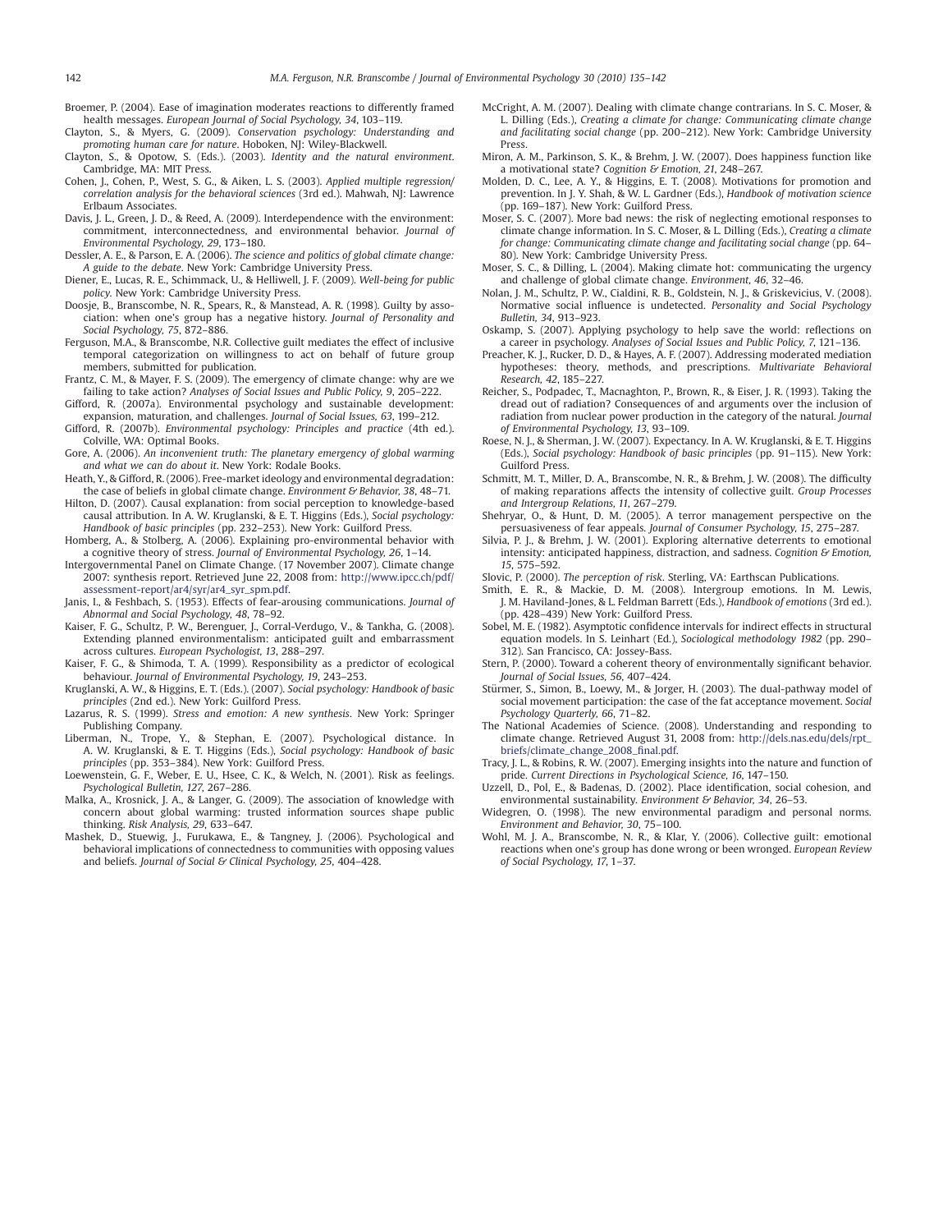Broemer, P. (2004). Ease of imagination moderates reactions to differently framed health messages. *European Journal of Social Psychology, 34*, 103–119.

Clayton, S., & Myers, G. (2009). *Conservation psychology: Understanding and promoting human care for nature*. Hoboken, NJ: Wiley-Blackwell.

Clayton, S., & Opotow, S. (Eds.). (2003). *Identity and the natural environment*. Cambridge, MA: MIT Press.

Cohen, J., Cohen, P., West, S. G., & Aiken, L. S. (2003). *Applied multiple regression/correlation analysis for the behavioral sciences* (3rd ed.). Mahwah, NJ: Lawrence Erlbaum Associates.

Davis, J. L., Green, J. D., & Reed, A. (2009). Interdependence with the environment: commitment, interconnectedness, and environmental behavior. *Journal of Environmental Psychology, 29*, 173–180.

Dessler, A. E., & Parson, E. A. (2006). *The science and politics of global climate change: A guide to the debate*. New York: Cambridge University Press.

Diener, E., Lucas, R. E., Schimmack, U., & Helliwell, J. F. (2009). *Well-being for public policy*. New York: Cambridge University Press.

Doosje, B., Branscombe, N. R., Spears, R., & Manstead, A. R. (1998). Guilty by association: when one's group has a negative history. *Journal of Personality and Social Psychology, 75*, 872–886.

Ferguson, M.A., & Branscombe, N.R. Collective guilt mediates the effect of inclusive temporal categorization on willingness to act on behalf of future group members, submitted for publication.

Frantz, C. M., & Mayer, F. S. (2009). The emergency of climate change: why are we failing to take action? *Analyses of Social Issues and Public Policy, 9*, 205–222.

Gifford, R. (2007a). Environmental psychology and sustainable development: expansion, maturation, and challenges. *Journal of Social Issues, 63*, 199–212.

Gifford, R. (2007b). *Environmental psychology: Principles and practice* (4th ed.). Colville, WA: Optimal Books.

Gore, A. (2006). *An inconvenient truth: The planetary emergency of global warming and what we can do about it*. New York: Rodale Books.

Heath, Y., & Gifford, R. (2006). Free-market ideology and environmental degradation: the case of beliefs in global climate change. *Environment & Behavior, 38*, 48–71.

Hilton, D. (2007). Causal explanation: from social perception to knowledge-based causal attribution. In A. W. Kruglanski, & E. T. Higgins (Eds.), *Social psychology: Handbook of basic principles* (pp. 232–253). New York: Guilford Press.

Homberg, A., & Stolberg, A. (2006). Explaining pro-environmental behavior with a cognitive theory of stress. *Journal of Environmental Psychology, 26*, 1–14.

Intergovernmental Panel on Climate Change. (17 November 2007). Climate change 2007: synthesis report. Retrieved June 22, 2008 from: http://www.ipcc.ch/pdf/assessment-report/ar4/syr/ar4_syr_spm.pdf.

Janis, I., & Feshbach, S. (1953). Effects of fear-arousing communications. *Journal of Abnormal and Social Psychology, 48*, 78–92.

Kaiser, F. G., Schultz, P. W., Berenguer, J., Corral-Verdugo, V., & Tankha, G. (2008). Extending planned environmentalism: anticipated guilt and embarrassment across cultures. *European Psychologist, 13*, 288–297.

Kaiser, F. G., & Shimoda, T. A. (1999). Responsibility as a predictor of ecological behaviour. *Journal of Environmental Psychology, 19*, 243–253.

Kruglanski, A. W., & Higgins, E. T. (Eds.). (2007). *Social psychology: Handbook of basic principles* (2nd ed.). New York: Guilford Press.

Lazarus, R. S. (1999). *Stress and emotion: A new synthesis*. New York: Springer Publishing Company.

Liberman, N., Trope, Y., & Stephan, E. (2007). Psychological distance. In A. W. Kruglanski, & E. T. Higgins (Eds.), *Social psychology: Handbook of basic principles* (pp. 353–384). New York: Guilford Press.

Loewenstein, G. F., Weber, E. U., Hsee, C. K., & Welch, N. (2001). Risk as feelings. *Psychological Bulletin, 127*, 267–286.

Malka, A., Krosnick, J. A., & Langer, G. (2009). The association of knowledge with concern about global warming: trusted information sources shape public thinking. *Risk Analysis, 29*, 633–647.

Mashek, D., Stuewig, J., Furukawa, E., & Tangney, J. (2006). Psychological and behavioral implications of connectedness to communities with opposing values and beliefs. *Journal of Social & Clinical Psychology, 25*, 404–428.

McCright, A. M. (2007). Dealing with climate change contrarians. In S. C. Moser, & L. Dilling (Eds.), *Creating a climate for change: Communicating climate change and facilitating social change* (pp. 200–212). New York: Cambridge University Press.

Miron, A. M., Parkinson, S. K., & Brehm, J. W. (2007). Does happiness function like a motivational state? *Cognition & Emotion, 21*, 248–267.

Molden, D. C., Lee, A. Y., & Higgins, E. T. (2008). Motivations for promotion and prevention. In J. Y. Shah, & W. L. Gardner (Eds.), *Handbook of motivation science* (pp. 169–187). New York: Guilford Press.

Moser, S. C. (2007). More bad news: the risk of neglecting emotional responses to climate change information. In S. C. Moser, & L. Dilling (Eds.), *Creating a climate for change: Communicating climate change and facilitating social change* (pp. 64–80). New York: Cambridge University Press.

Moser, S. C., & Dilling, L. (2004). Making climate hot: communicating the urgency and challenge of global climate change. *Environment, 46*, 32–46.

Nolan, J. M., Schultz, P. W., Cialdini, R. B., Goldstein, N. J., & Griskevicius, V. (2008). Normative social influence is undetected. *Personality and Social Psychology Bulletin, 34*, 913–923.

Oskamp, S. (2007). Applying psychology to help save the world: reflections on a career in psychology. *Analyses of Social Issues and Public Policy, 7*, 121–136.

Preacher, K. J., Rucker, D. D., & Hayes, A. F. (2007). Addressing moderated mediation hypotheses: theory, methods, and prescriptions. *Multivariate Behavioral Research, 42*, 185–227.

Reicher, S., Podpadec, T., Macnaghton, P., Brown, R., & Eiser, J. R. (1993). Taking the dread out of radiation? Consequences of and arguments over the inclusion of radiation from nuclear power production in the category of the natural. *Journal of Environmental Psychology, 13*, 93–109.

Roese, N. J., & Sherman, J. W. (2007). Expectancy. In A. W. Kruglanski, & E. T. Higgins (Eds.), *Social psychology: Handbook of basic principles* (pp. 91–115). New York: Guilford Press.

Schmitt, M. T., Miller, D. A., Branscombe, N. R., & Brehm, J. W. (2008). The difficulty of making reparations affects the intensity of collective guilt. *Group Processes and Intergroup Relations, 11*, 267–279.

Shehryar, O., & Hunt, D. M. (2005). A terror management perspective on the persuasiveness of fear appeals. *Journal of Consumer Psychology, 15*, 275–287.

Silvia, P. J., & Brehm, J. W. (2001). Exploring alternative deterrents to emotional intensity: anticipated happiness, distraction, and sadness. *Cognition & Emotion, 15*, 575–592.

Slovic, P. (2000). *The perception of risk*. Sterling, VA: Earthscan Publications.

Smith, E. R., & Mackie, D. M. (2008). Intergroup emotions. In M. Lewis, J. M. Haviland-Jones, & L. Feldman Barrett (Eds.), *Handbook of emotions* (3rd ed.). (pp. 428–439) New York: Guilford Press.

Sobel, M. E. (1982). Asymptotic confidence intervals for indirect effects in structural equation models. In S. Leinhart (Ed.), *Sociological methodology 1982* (pp. 290–312). San Francisco, CA: Jossey-Bass.

Stern, P. (2000). Toward a coherent theory of environmentally significant behavior. *Journal of Social Issues, 56*, 407–424.

Stürmer, S., Simon, B., Loewy, M., & Jorger, H. (2003). The dual-pathway model of social movement participation: the case of the fat acceptance movement. *Social Psychology Quarterly, 66*, 71–82.

The National Academies of Science. (2008). Understanding and responding to climate change. Retrieved August 31, 2008 from: http://dels.nas.edu/dels/rpt_briefs/climate_change_2008_final.pdf.

Tracy, J. L., & Robins, R. W. (2007). Emerging insights into the nature and function of pride. *Current Directions in Psychological Science, 16*, 147–150.

Uzzell, D., Pol, E., & Badenas, D. (2002). Place identification, social cohesion, and environmental sustainability. *Environment & Behavior, 34*, 26–53.

Widegren, O. (1998). The new environmental paradigm and personal norms. *Environment and Behavior, 30*, 75–100.

Wohl, M. J. A., Branscombe, N. R., & Klar, Y. (2006). Collective guilt: emotional reactions when one's group has done wrong or been wronged. *European Review of Social Psychology, 17*, 1–37.